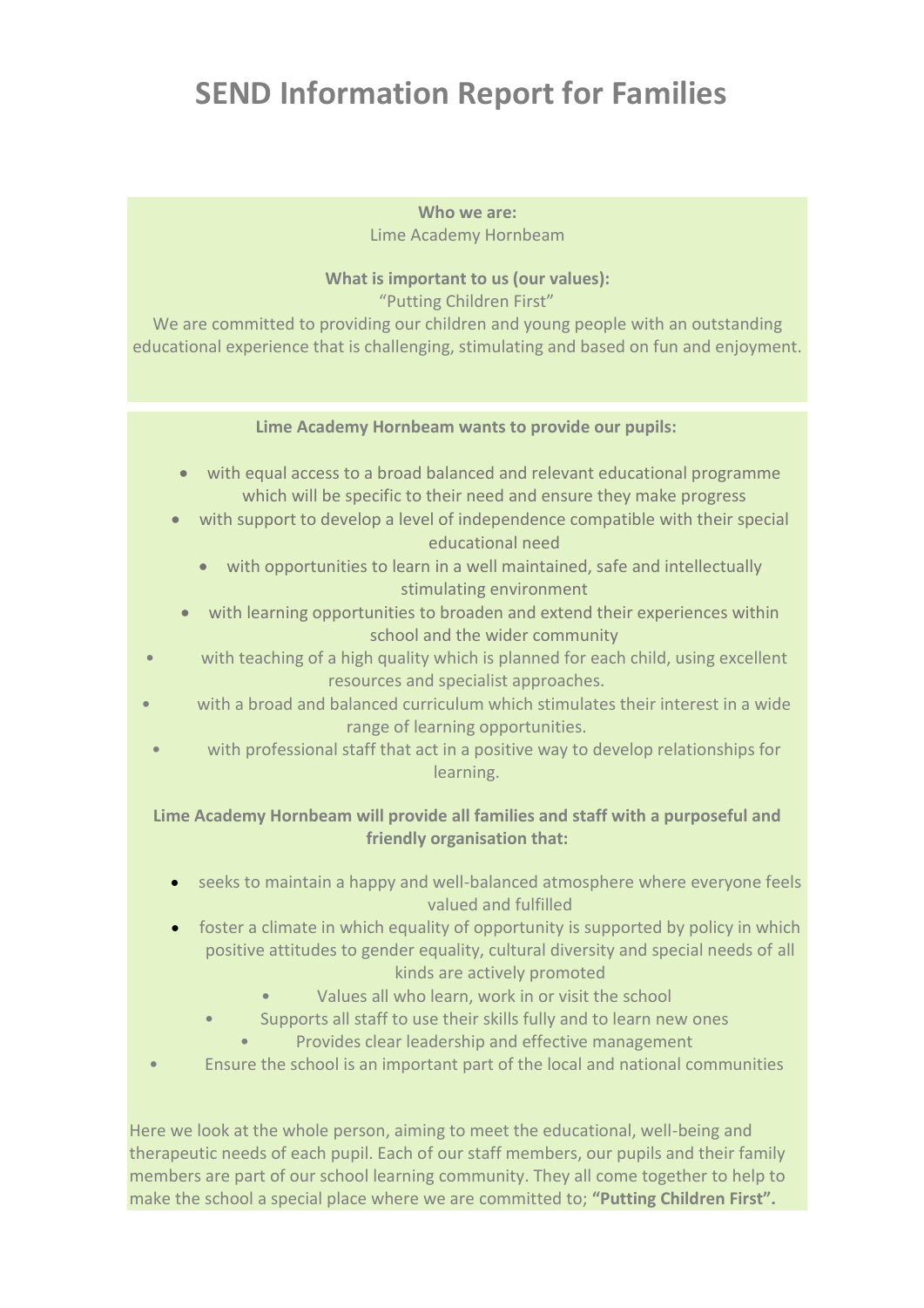# SEND Information Report for Families

**Who we are:**

Lime Academy Hornbeam

**What is important to us (our values):**

"Putting Children First"

We are committed to providing our children and young people with an outstanding educational experience that is challenging, stimulating and based on fun and enjoyment.

**Lime Academy Hornbeam wants to provide our pupils:**

- with equal access to a broad balanced and relevant educational programme which will be specific to their need and ensure they make progress
- with support to develop a level of independence compatible with their special educational need
- with opportunities to learn in a well maintained, safe and intellectually stimulating environment
- with learning opportunities to broaden and extend their experiences within school and the wider community
- with teaching of a high quality which is planned for each child, using excellent resources and specialist approaches.
- with a broad and balanced curriculum which stimulates their interest in a wide range of learning opportunities.
- with professional staff that act in a positive way to develop relationships for learning.

**Lime Academy Hornbeam will provide all families and staff with a purposeful and friendly organisation that:**

- seeks to maintain a happy and well-balanced atmosphere where everyone feels valued and fulfilled
- foster a climate in which equality of opportunity is supported by policy in which positive attitudes to gender equality, cultural diversity and special needs of all kinds are actively promoted
- Values all who learn, work in or visit the school
- Supports all staff to use their skills fully and to learn new ones
- Provides clear leadership and effective management
- Ensure the school is an important part of the local and national communities

Here we look at the whole person, aiming to meet the educational, well-being and therapeutic needs of each pupil. Each of our staff members, our pupils and their family members are part of our school learning community. They all come together to help to make the school a special place where we are committed to; **"Putting Children First".**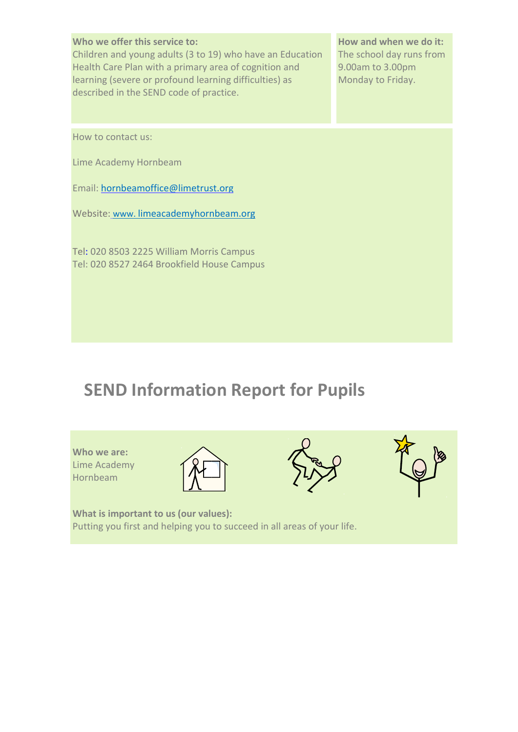**Who we offer this service to:**
Children and young adults (3 to 19) who have an Education Health Care Plan with a primary area of cognition and learning (severe or profound learning difficulties) as described in the SEND code of practice.

**How and when we do it:**
The school day runs from 9.00am to 3.00pm Monday to Friday.

How to contact us:

Lime Academy Hornbeam

Email: hornbeamoffice@limetrust.org

Website: www. limeacademyhornbeam.org

Tel: 020 8503 2225 William Morris Campus
Tel: 020 8527 2464 Brookfield House Campus

# SEND Information Report for Pupils

**Who we are:**
Lime Academy Hornbeam

**What is important to us (our values):**
Putting you first and helping you to succeed in all areas of your life.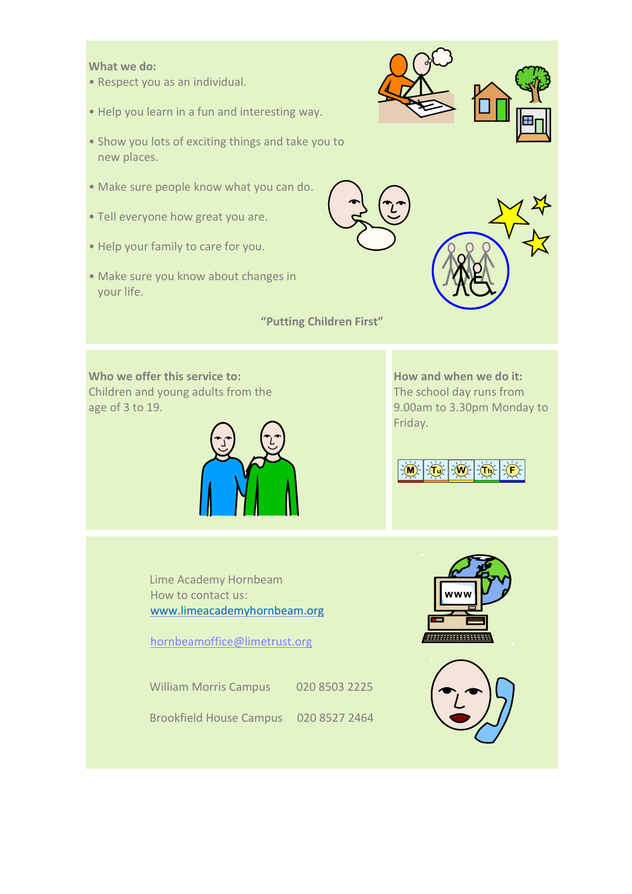**What we do:**

- Respect you as an individual.
- Help you learn in a fun and interesting way.
- Show you lots of exciting things and take you to new places.
- Make sure people know what you can do.
- Tell everyone how great you are.
- Help your family to care for you.
- Make sure you know about changes in your life.

**"Putting Children First"**

**Who we offer this service to:**
Children and young adults from the age of 3 to 19.

**How and when we do it:**
The school day runs from 9.00am to 3.30pm Monday to Friday.

Lime Academy Hornbeam
How to contact us:
[www.limeacademyhornbeam.org](http://www.limeacademyhornbeam.org)

[hornbeamoffice@limetrust.org](mailto:hornbeamoffice@limetrust.org)

| | |
|---|---|
| William Morris Campus | 020 8503 2225 |
| Brookfield House Campus | 020 8527 2464 |